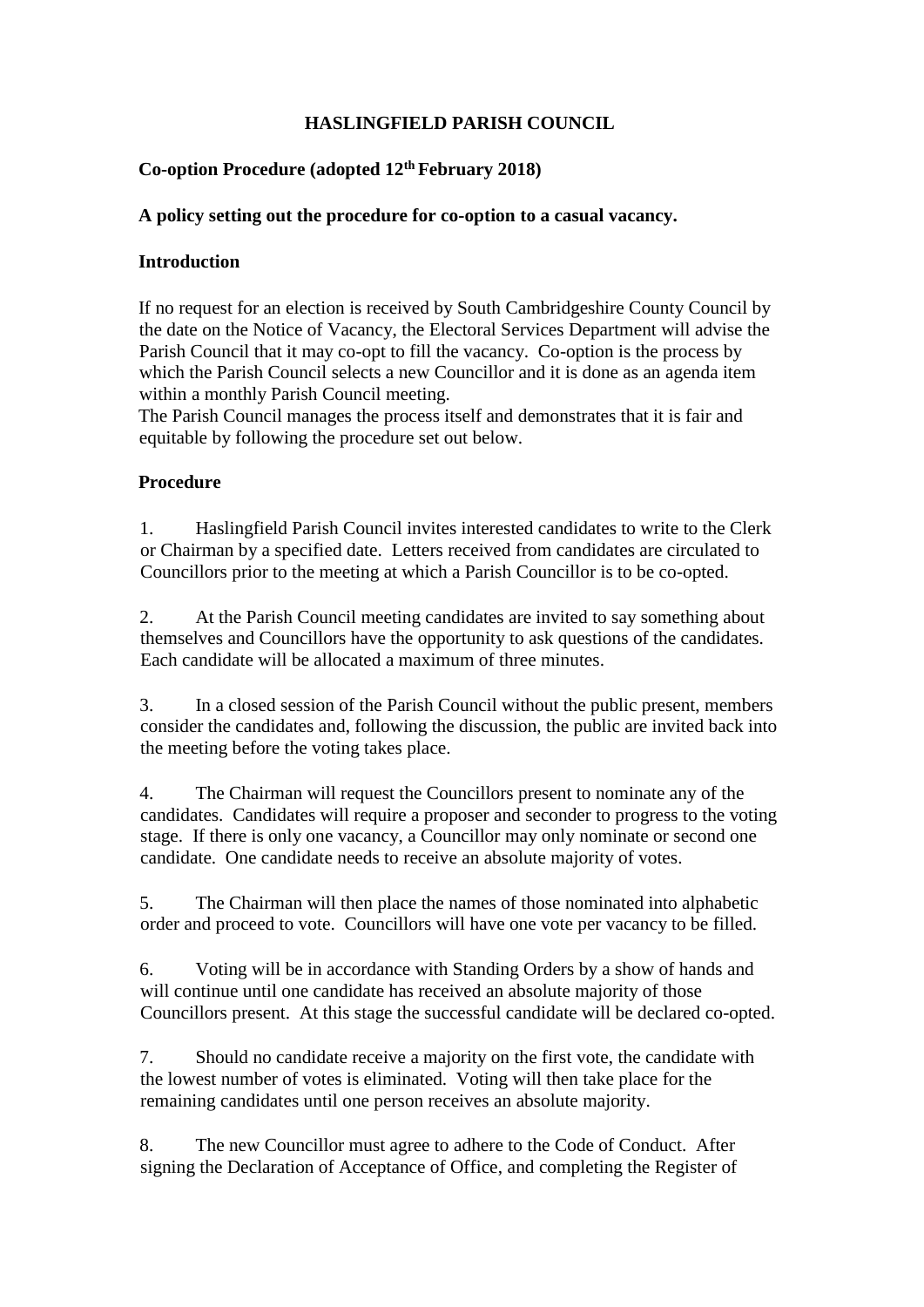# HASLINGFIELD PARISH COUNCIL

## Co-option Procedure (adopted 12th February 2018)

### A policy setting out the procedure for co-option to a casual vacancy.

### Introduction

If no request for an election is received by South Cambridgeshire County Council by the date on the Notice of Vacancy, the Electoral Services Department will advise the Parish Council that it may co-opt to fill the vacancy. Co-option is the process by which the Parish Council selects a new Councillor and it is done as an agenda item within a monthly Parish Council meeting.
The Parish Council manages the process itself and demonstrates that it is fair and equitable by following the procedure set out below.

### Procedure

1. Haslingfield Parish Council invites interested candidates to write to the Clerk or Chairman by a specified date. Letters received from candidates are circulated to Councillors prior to the meeting at which a Parish Councillor is to be co-opted.

2. At the Parish Council meeting candidates are invited to say something about themselves and Councillors have the opportunity to ask questions of the candidates. Each candidate will be allocated a maximum of three minutes.

3. In a closed session of the Parish Council without the public present, members consider the candidates and, following the discussion, the public are invited back into the meeting before the voting takes place.

4. The Chairman will request the Councillors present to nominate any of the candidates. Candidates will require a proposer and seconder to progress to the voting stage. If there is only one vacancy, a Councillor may only nominate or second one candidate. One candidate needs to receive an absolute majority of votes.

5. The Chairman will then place the names of those nominated into alphabetic order and proceed to vote. Councillors will have one vote per vacancy to be filled.

6. Voting will be in accordance with Standing Orders by a show of hands and will continue until one candidate has received an absolute majority of those Councillors present. At this stage the successful candidate will be declared co-opted.

7. Should no candidate receive a majority on the first vote, the candidate with the lowest number of votes is eliminated. Voting will then take place for the remaining candidates until one person receives an absolute majority.

8. The new Councillor must agree to adhere to the Code of Conduct. After signing the Declaration of Acceptance of Office, and completing the Register of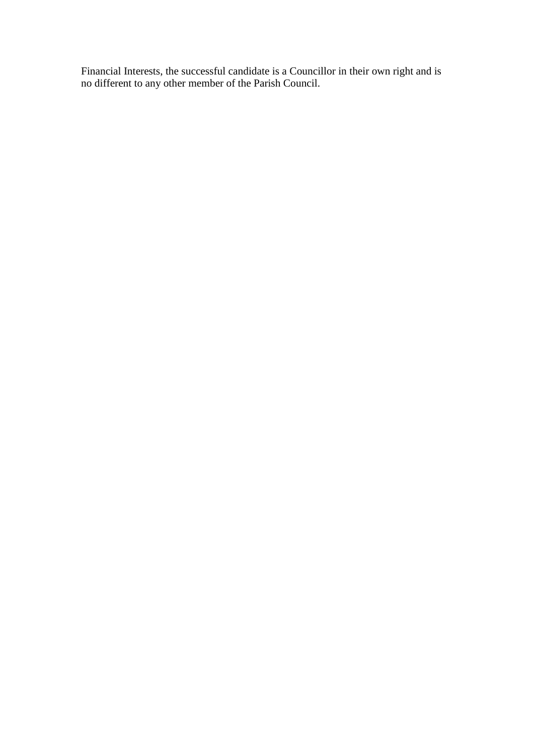Financial Interests, the successful candidate is a Councillor in their own right and is no different to any other member of the Parish Council.